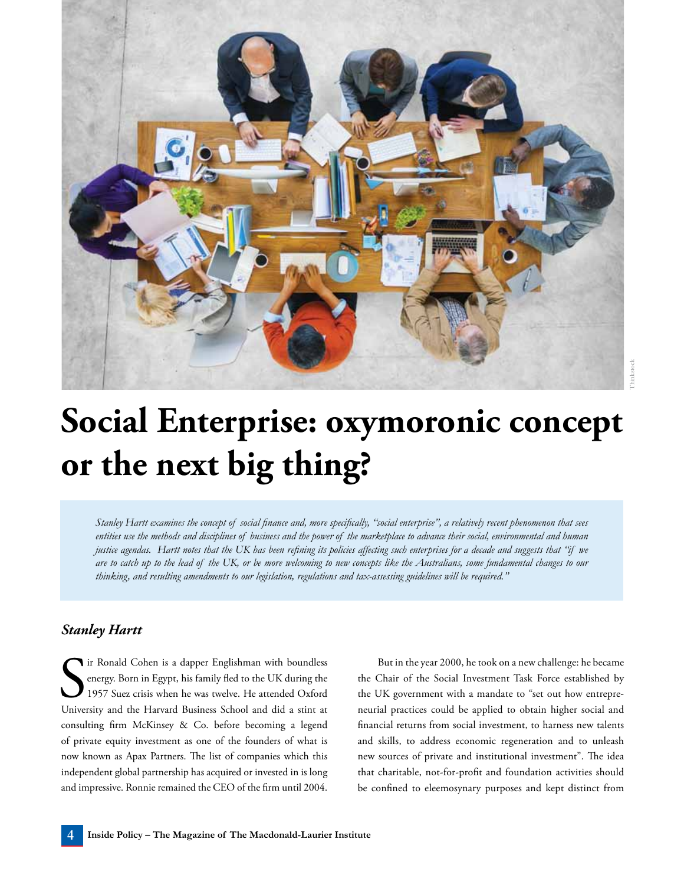# Social Enterprise: oxymoronic concept or the next big thing?

*Stanley Hartt examines the concept of social finance and, more specifically, "social enterprise", a relatively recent phenomenon that sees entities use the methods and disciplines of business and the power of the marketplace to advance their social, environmental and human justice agendas. Hartt notes that the UK has been refining its policies affecting such enterprises for a decade and suggests that "if we are to catch up to the lead of the UK, or be more welcoming to new concepts like the Australians, some fundamental changes to our thinking, and resulting amendments to our legislation, regulations and tax-assessing guidelines will be required."*

***Stanley Hartt***

Sir Ronald Cohen is a dapper Englishman with boundless energy. Born in Egypt, his family fled to the UK during the 1957 Suez crisis when he was twelve. He attended Oxford University and the Harvard Business School and did a stint at consulting firm McKinsey & Co. before becoming a legend of private equity investment as one of the founders of what is now known as Apax Partners. The list of companies which this independent global partnership has acquired or invested in is long and impressive. Ronnie remained the CEO of the firm until 2004.

But in the year 2000, he took on a new challenge: he became the Chair of the Social Investment Task Force established by the UK government with a mandate to "set out how entrepreneurial practices could be applied to obtain higher social and financial returns from social investment, to harness new talents and skills, to address economic regeneration and to unleash new sources of private and institutional investment". The idea that charitable, not-for-profit and foundation activities should be confined to eleemosynary purposes and kept distinct from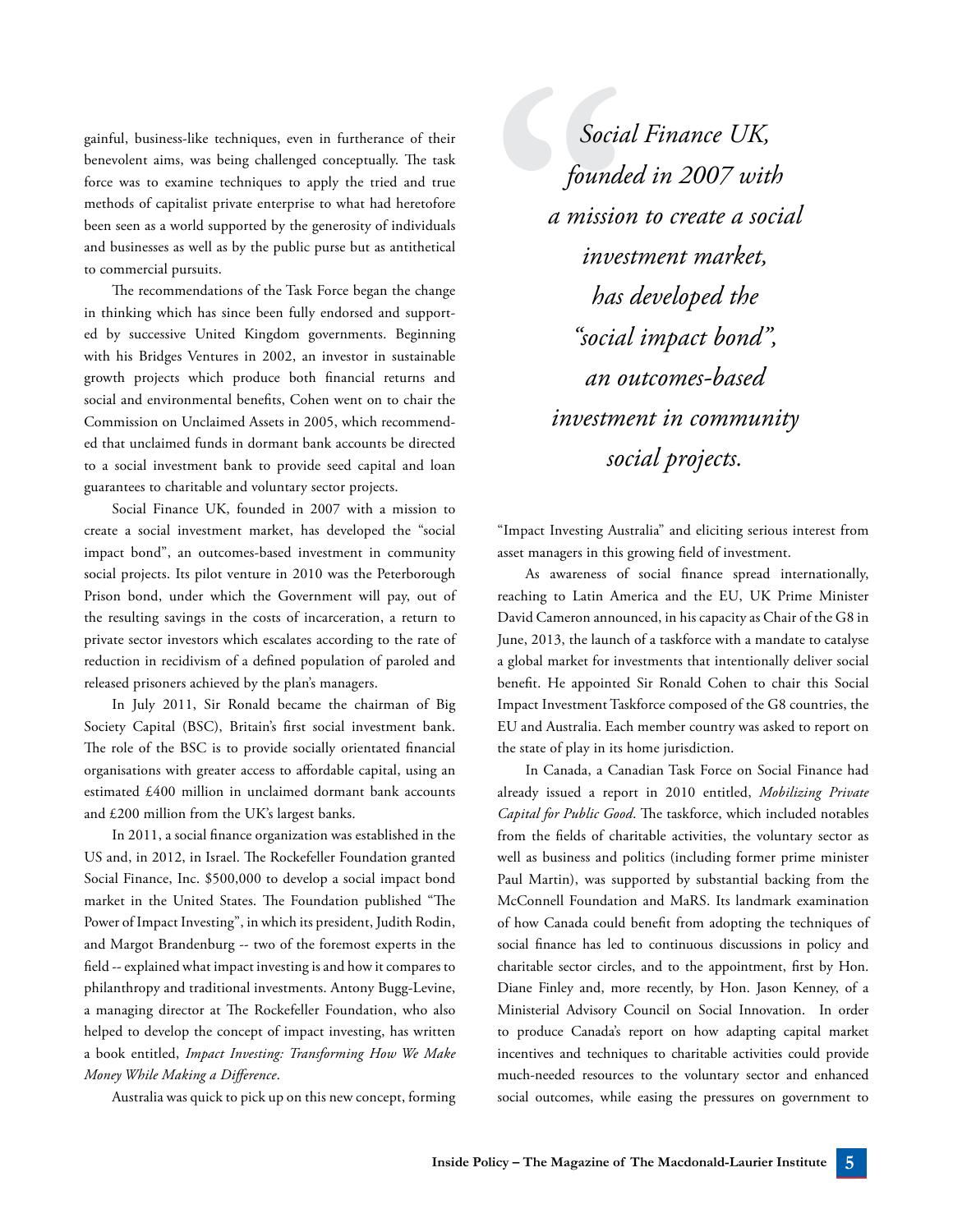gainful, business-like techniques, even in furtherance of their benevolent aims, was being challenged conceptually. The task force was to examine techniques to apply the tried and true methods of capitalist private enterprise to what had heretofore been seen as a world supported by the generosity of individuals and businesses as well as by the public purse but as antithetical to commercial pursuits.

The recommendations of the Task Force began the change in thinking which has since been fully endorsed and supported by successive United Kingdom governments. Beginning with his Bridges Ventures in 2002, an investor in sustainable growth projects which produce both financial returns and social and environmental benefits, Cohen went on to chair the Commission on Unclaimed Assets in 2005, which recommended that unclaimed funds in dormant bank accounts be directed to a social investment bank to provide seed capital and loan guarantees to charitable and voluntary sector projects.

Social Finance UK, founded in 2007 with a mission to create a social investment market, has developed the "social impact bond", an outcomes-based investment in community social projects. Its pilot venture in 2010 was the Peterborough Prison bond, under which the Government will pay, out of the resulting savings in the costs of incarceration, a return to private sector investors which escalates according to the rate of reduction in recidivism of a defined population of paroled and released prisoners achieved by the plan's managers.

In July 2011, Sir Ronald became the chairman of Big Society Capital (BSC), Britain's first social investment bank. The role of the BSC is to provide socially orientated financial organisations with greater access to affordable capital, using an estimated £400 million in unclaimed dormant bank accounts and £200 million from the UK's largest banks.

In 2011, a social finance organization was established in the US and, in 2012, in Israel. The Rockefeller Foundation granted Social Finance, Inc. $500,000 to develop a social impact bond market in the United States. The Foundation published "The Power of Impact Investing", in which its president, Judith Rodin, and Margot Brandenburg -- two of the foremost experts in the field -- explained what impact investing is and how it compares to philanthropy and traditional investments. Antony Bugg-Levine, a managing director at The Rockefeller Foundation, who also helped to develop the concept of impact investing, has written a book entitled, *Impact Investing: Transforming How We Make Money While Making a Difference*.

Australia was quick to pick up on this new concept, forming "Impact Investing Australia" and eliciting serious interest from asset managers in this growing field of investment.

> *Social Finance UK, founded in 2007 with a mission to create a social investment market, has developed the "social impact bond", an outcomes-based investment in community social projects.*

As awareness of social finance spread internationally, reaching to Latin America and the EU, UK Prime Minister David Cameron announced, in his capacity as Chair of the G8 in June, 2013, the launch of a taskforce with a mandate to catalyse a global market for investments that intentionally deliver social benefit. He appointed Sir Ronald Cohen to chair this Social Impact Investment Taskforce composed of the G8 countries, the EU and Australia. Each member country was asked to report on the state of play in its home jurisdiction.

In Canada, a Canadian Task Force on Social Finance had already issued a report in 2010 entitled, *Mobilizing Private Capital for Public Good*. The taskforce, which included notables from the fields of charitable activities, the voluntary sector as well as business and politics (including former prime minister Paul Martin), was supported by substantial backing from the McConnell Foundation and MaRS. Its landmark examination of how Canada could benefit from adopting the techniques of social finance has led to continuous discussions in policy and charitable sector circles, and to the appointment, first by Hon. Diane Finley and, more recently, by Hon. Jason Kenney, of a Ministerial Advisory Council on Social Innovation. In order to produce Canada's report on how adapting capital market incentives and techniques to charitable activities could provide much-needed resources to the voluntary sector and enhanced social outcomes, while easing the pressures on government to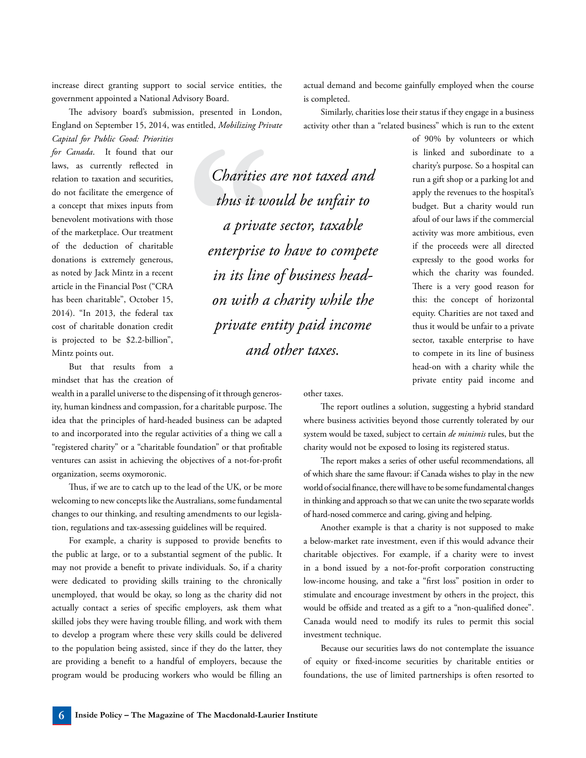increase direct granting support to social service entities, the government appointed a National Advisory Board.

The advisory board's submission, presented in London, England on September 15, 2014, was entitled, *Mobilizing Private Capital for Public Good: Priorities for Canada*. It found that our laws, as currently reflected in relation to taxation and securities, do not facilitate the emergence of a concept that mixes inputs from benevolent motivations with those of the marketplace. Our treatment of the deduction of charitable donations is extremely generous, as noted by Jack Mintz in a recent article in the Financial Post ("CRA has been charitable", October 15, 2014). "In 2013, the federal tax cost of charitable donation credit is projected to be $2.2-billion", Mintz points out.

But that results from a mindset that has the creation of wealth in a parallel universe to the dispensing of it through generosity, human kindness and compassion, for a charitable purpose. The idea that the principles of hard-headed business can be adapted to and incorporated into the regular activities of a thing we call a "registered charity" or a "charitable foundation" or that profitable ventures can assist in achieving the objectives of a not-for-profit organization, seems oxymoronic.

Thus, if we are to catch up to the lead of the UK, or be more welcoming to new concepts like the Australians, some fundamental changes to our thinking, and resulting amendments to our legislation, regulations and tax-assessing guidelines will be required.

For example, a charity is supposed to provide benefits to the public at large, or to a substantial segment of the public. It may not provide a benefit to private individuals. So, if a charity were dedicated to providing skills training to the chronically unemployed, that would be okay, so long as the charity did not actually contact a series of specific employers, ask them what skilled jobs they were having trouble filling, and work with them to develop a program where these very skills could be delivered to the population being assisted, since if they do the latter, they are providing a benefit to a handful of employers, because the program would be producing workers who would be filling an actual demand and become gainfully employed when the course is completed.

> *Charities are not taxed and thus it would be unfair to a private sector, taxable enterprise to have to compete in its line of business head-on with a charity while the private entity paid income and other taxes.*

Similarly, charities lose their status if they engage in a business activity other than a "related business" which is run to the extent of 90% by volunteers or which is linked and subordinate to a charity's purpose. So a hospital can run a gift shop or a parking lot and apply the revenues to the hospital's budget. But a charity would run afoul of our laws if the commercial activity was more ambitious, even if the proceeds were all directed expressly to the good works for which the charity was founded. There is a very good reason for this: the concept of horizontal equity. Charities are not taxed and thus it would be unfair to a private sector, taxable enterprise to have to compete in its line of business head-on with a charity while the private entity paid income and other taxes.

The report outlines a solution, suggesting a hybrid standard where business activities beyond those currently tolerated by our system would be taxed, subject to certain *de minimis* rules, but the charity would not be exposed to losing its registered status.

The report makes a series of other useful recommendations, all of which share the same flavour: if Canada wishes to play in the new world of social finance, there will have to be some fundamental changes in thinking and approach so that we can unite the two separate worlds of hard-nosed commerce and caring, giving and helping.

Another example is that a charity is not supposed to make a below-market rate investment, even if this would advance their charitable objectives. For example, if a charity were to invest in a bond issued by a not-for-profit corporation constructing low-income housing, and take a "first loss" position in order to stimulate and encourage investment by others in the project, this would be offside and treated as a gift to a "non-qualified donee". Canada would need to modify its rules to permit this social investment technique.

Because our securities laws do not contemplate the issuance of equity or fixed-income securities by charitable entities or foundations, the use of limited partnerships is often resorted to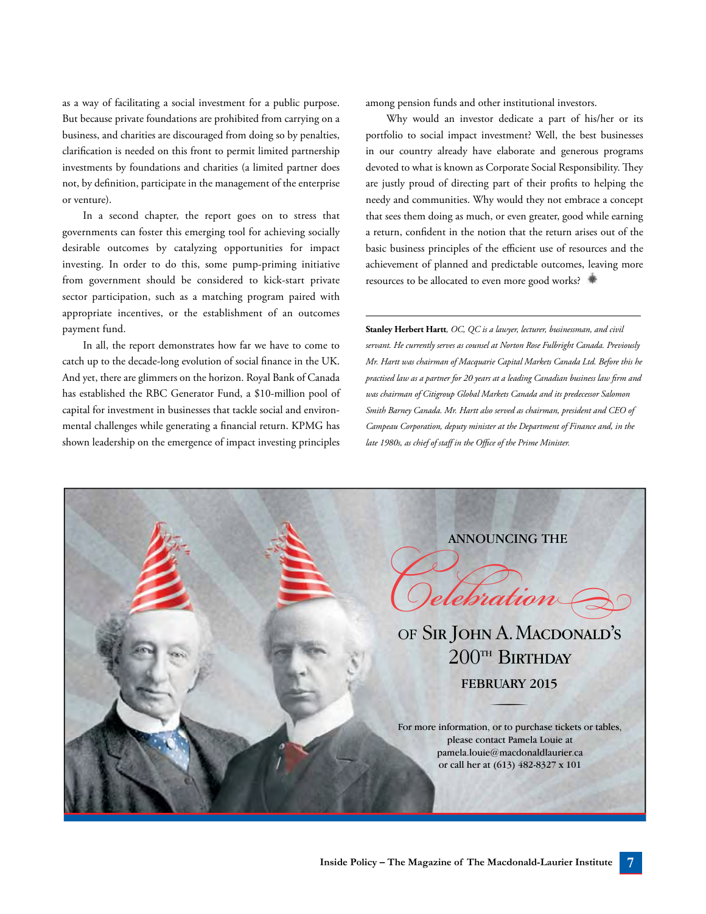as a way of facilitating a social investment for a public purpose. But because private foundations are prohibited from carrying on a business, and charities are discouraged from doing so by penalties, clarification is needed on this front to permit limited partnership investments by foundations and charities (a limited partner does not, by definition, participate in the management of the enterprise or venture).

In a second chapter, the report goes on to stress that governments can foster this emerging tool for achieving socially desirable outcomes by catalyzing opportunities for impact investing. In order to do this, some pump-priming initiative from government should be considered to kick-start private sector participation, such as a matching program paired with appropriate incentives, or the establishment of an outcomes payment fund.

In all, the report demonstrates how far we have to come to catch up to the decade-long evolution of social finance in the UK. And yet, there are glimmers on the horizon. Royal Bank of Canada has established the RBC Generator Fund, a $10-million pool of capital for investment in businesses that tackle social and environmental challenges while generating a financial return. KPMG has shown leadership on the emergence of impact investing principles among pension funds and other institutional investors.

Why would an investor dedicate a part of his/her or its portfolio to social impact investment? Well, the best businesses in our country already have elaborate and generous programs devoted to what is known as Corporate Social Responsibility. They are justly proud of directing part of their profits to helping the needy and communities. Why would they not embrace a concept that sees them doing as much, or even greater, good while earning a return, confident in the notion that the return arises out of the basic business principles of the efficient use of resources and the achievement of planned and predictable outcomes, leaving more resources to be allocated to even more good works?

---

**Stanley Herbert Hartt**, *OC, QC is a lawyer, lecturer, businessman, and civil servant. He currently serves as counsel at Norton Rose Fulbright Canada. Previously Mr. Hartt was chairman of Macquarie Capital Markets Canada Ltd. Before this he practised law as a partner for 20 years at a leading Canadian business law firm and was chairman of Citigroup Global Markets Canada and its predecessor Salomon Smith Barney Canada. Mr. Hartt also served as chairman, president and CEO of Campeau Corporation, deputy minister at the Department of Finance and, in the late 1980s, as chief of staff in the Office of the Prime Minister.*

ANNOUNCING THE

*Celebration*

OF SIR JOHN A. MACDONALD'S 200TH BIRTHDAY

FEBRUARY 2015

For more information, or to purchase tickets or tables, please contact Pamela Louie at pamela.louie@macdonaldlaurier.ca or call her at (613) 482-8327 x 101